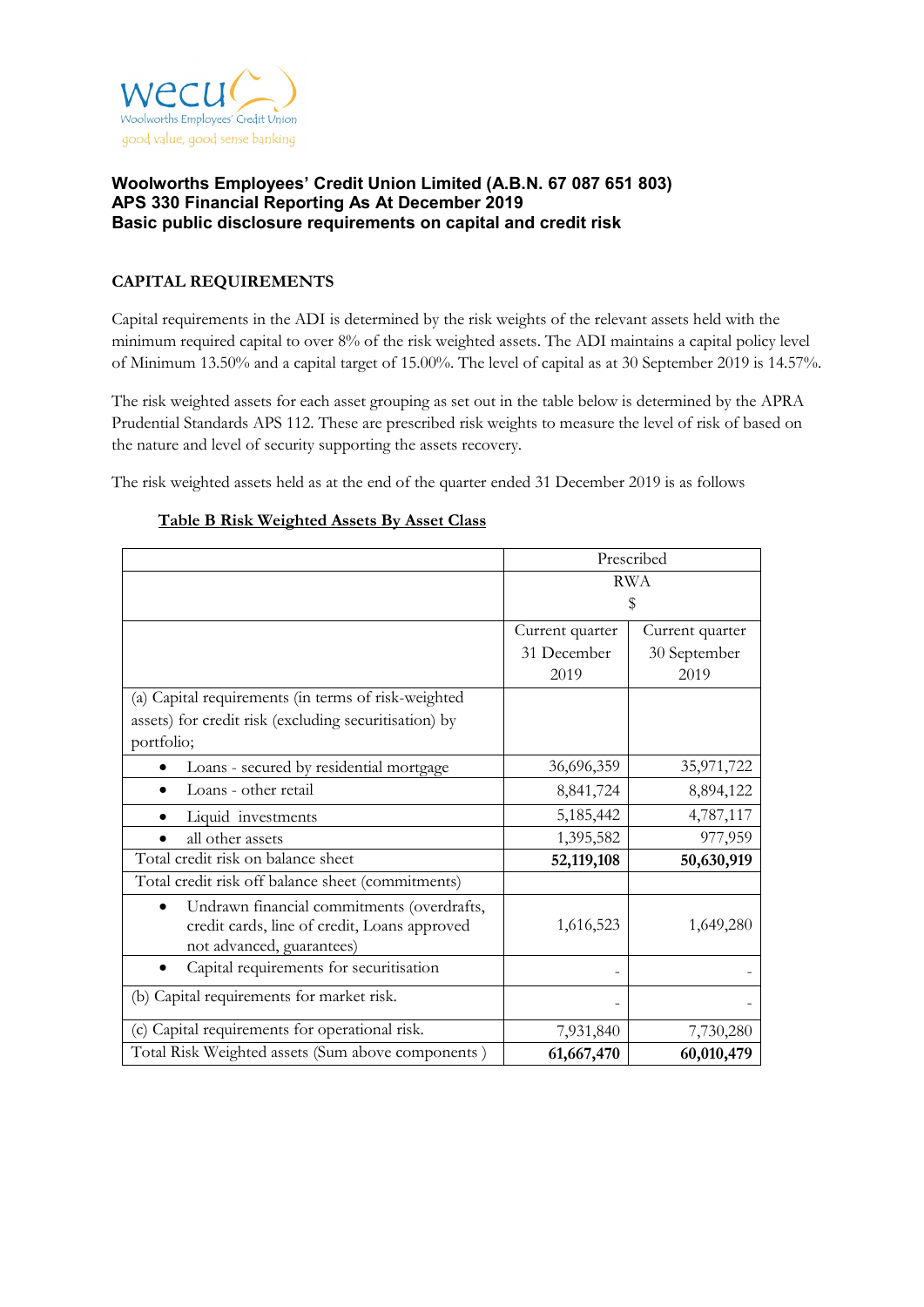wecu
Woolworths Employees' Credit Union
good value, good sense banking

**Woolworths Employees' Credit Union Limited (A.B.N. 67 087 651 803)**
**APS 330 Financial Reporting As At December 2019**
**Basic public disclosure requirements on capital and credit risk**

## CAPITAL REQUIREMENTS

Capital requirements in the ADI is determined by the risk weights of the relevant assets held with the minimum required capital to over 8% of the risk weighted assets. The ADI maintains a capital policy level of Minimum 13.50% and a capital target of 15.00%. The level of capital as at 30 September 2019 is 14.57%.

The risk weighted assets for each asset grouping as set out in the table below is determined by the APRA Prudential Standards APS 112. These are prescribed risk weights to measure the level of risk of based on the nature and level of security supporting the assets recovery.

The risk weighted assets held as at the end of the quarter ended 31 December 2019 is as follows

**Table B Risk Weighted Assets By Asset Class**

| | Prescribed RWA $ | |
|---|---|---|
| | Current quarter 31 December 2019 | Current quarter 30 September 2019 |
| (a) Capital requirements (in terms of risk-weighted assets) for credit risk (excluding securitisation) by portfolio; | | |
| • Loans - secured by residential mortgage | 36,696,359 | 35,971,722 |
| • Loans - other retail | 8,841,724 | 8,894,122 |
| • Liquid investments | 5,185,442 | 4,787,117 |
| • all other assets | 1,395,582 | 977,959 |
| Total credit risk on balance sheet | **52,119,108** | **50,630,919** |
| Total credit risk off balance sheet (commitments) | | |
| • Undrawn financial commitments (overdrafts, credit cards, line of credit, Loans approved not advanced, guarantees) | 1,616,523 | 1,649,280 |
| • Capital requirements for securitisation | - | - |
| (b) Capital requirements for market risk. | - | - |
| (c) Capital requirements for operational risk. | 7,931,840 | 7,730,280 |
| Total Risk Weighted assets (Sum above components ) | **61,667,470** | **60,010,479** |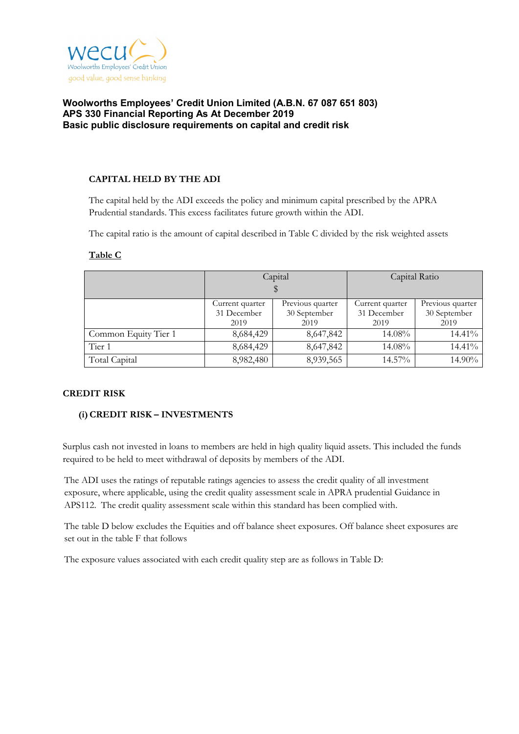wecu
Woolworths Employees' Credit Union
good value, good sense banking

**Woolworths Employees' Credit Union Limited (A.B.N. 67 087 651 803)**
**APS 330 Financial Reporting As At December 2019**
**Basic public disclosure requirements on capital and credit risk**

## CAPITAL HELD BY THE ADI

The capital held by the ADI exceeds the policy and minimum capital prescribed by the APRA Prudential standards. This excess facilitates future growth within the ADI.

The capital ratio is the amount of capital described in Table C divided by the risk weighted assets

**Table C**

| | Capital $ | | Capital Ratio | |
|---|---|---|---|---|
| | Current quarter 31 December 2019 | Previous quarter 30 September 2019 | Current quarter 31 December 2019 | Previous quarter 30 September 2019 |
| Common Equity Tier 1 | 8,684,429 | 8,647,842 | 14.08% | 14.41% |
| Tier 1 | 8,684,429 | 8,647,842 | 14.08% | 14.41% |
| Total Capital | 8,982,480 | 8,939,565 | 14.57% | 14.90% |

## CREDIT RISK

### (i) CREDIT RISK – INVESTMENTS

Surplus cash not invested in loans to members are held in high quality liquid assets. This included the funds required to be held to meet withdrawal of deposits by members of the ADI.

The ADI uses the ratings of reputable ratings agencies to assess the credit quality of all investment exposure, where applicable, using the credit quality assessment scale in APRA prudential Guidance in APS112. The credit quality assessment scale within this standard has been complied with.

The table D below excludes the Equities and off balance sheet exposures. Off balance sheet exposures are set out in the table F that follows

The exposure values associated with each credit quality step are as follows in Table D: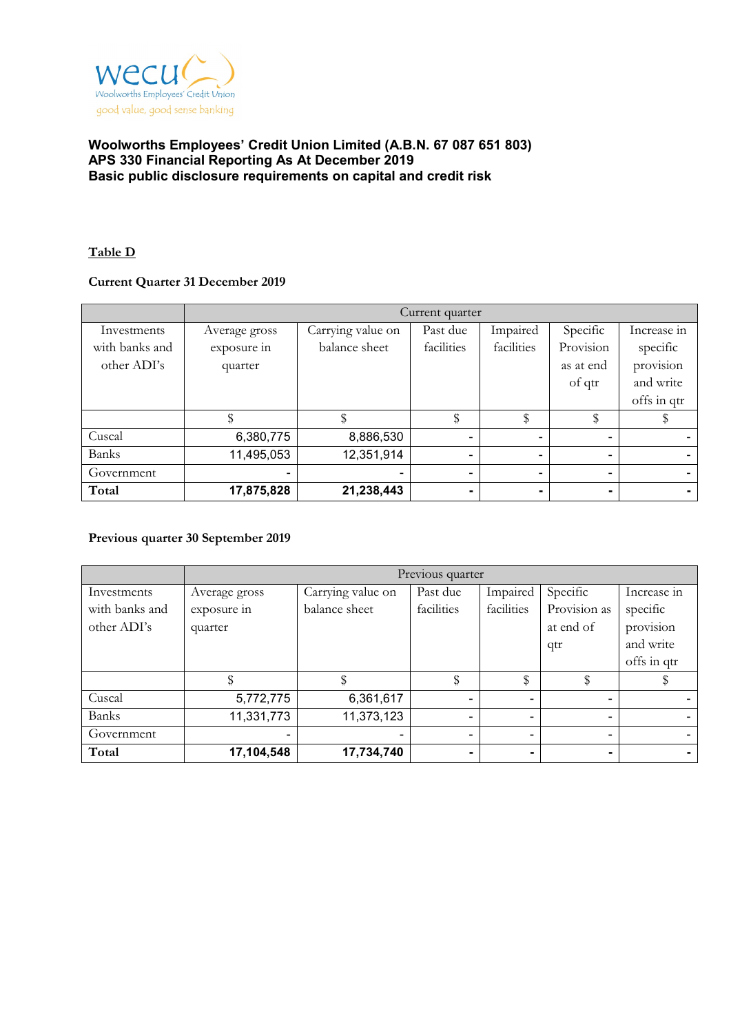wecu
Woolworths Employees' Credit Union
good value, good sense banking

**Woolworths Employees' Credit Union Limited (A.B.N. 67 087 651 803)**
**APS 330 Financial Reporting As At December 2019**
**Basic public disclosure requirements on capital and credit risk**

**Table D**

**Current Quarter 31 December 2019**

| | Current quarter | | | | | |
|---|---|---|---|---|---|---|
| Investments with banks and other ADI's | Average gross exposure in quarter | Carrying value on balance sheet | Past due facilities | Impaired facilities | Specific Provision as at end of qtr | Increase in specific provision and write offs in qtr |
| | $ | $ | $ | $ | $ | $ |
| Cuscal | 6,380,775 | 8,886,530 | - | - | - | - |
| Banks | 11,495,053 | 12,351,914 | - | - | - | - |
| Government | - | - | - | - | - | - |
| **Total** | **17,875,828** | **21,238,443** | **-** | **-** | **-** | **-** |

**Previous quarter 30 September 2019**

| | Previous quarter | | | | | |
|---|---|---|---|---|---|---|
| Investments with banks and other ADI's | Average gross exposure in quarter | Carrying value on balance sheet | Past due facilities | Impaired facilities | Specific Provision as at end of qtr | Increase in specific provision and write offs in qtr |
| | $ | $ | $ | $ | $ | $ |
| Cuscal | 5,772,775 | 6,361,617 | - | - | - | - |
| Banks | 11,331,773 | 11,373,123 | - | - | - | - |
| Government | - | - | - | - | - | - |
| **Total** | **17,104,548** | **17,734,740** | **-** | **-** | **-** | **-** |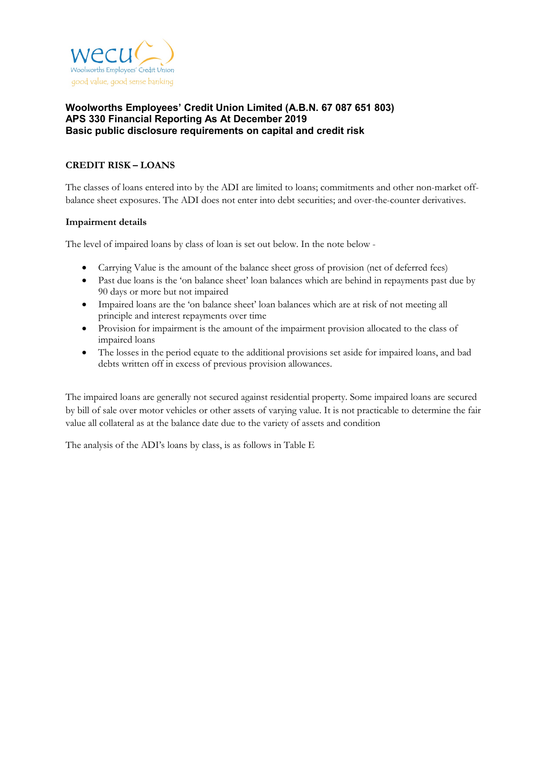**Woolworths Employees' Credit Union Limited (A.B.N. 67 087 651 803)**
**APS 330 Financial Reporting As At December 2019**
**Basic public disclosure requirements on capital and credit risk**

## CREDIT RISK – LOANS

The classes of loans entered into by the ADI are limited to loans; commitments and other non-market off-balance sheet exposures. The ADI does not enter into debt securities; and over-the-counter derivatives.

### Impairment details

The level of impaired loans by class of loan is set out below. In the note below -

- Carrying Value is the amount of the balance sheet gross of provision (net of deferred fees)
- Past due loans is the 'on balance sheet' loan balances which are behind in repayments past due by 90 days or more but not impaired
- Impaired loans are the 'on balance sheet' loan balances which are at risk of not meeting all principle and interest repayments over time
- Provision for impairment is the amount of the impairment provision allocated to the class of impaired loans
- The losses in the period equate to the additional provisions set aside for impaired loans, and bad debts written off in excess of previous provision allowances.

The impaired loans are generally not secured against residential property. Some impaired loans are secured by bill of sale over motor vehicles or other assets of varying value. It is not practicable to determine the fair value all collateral as at the balance date due to the variety of assets and condition

The analysis of the ADI's loans by class, is as follows in Table E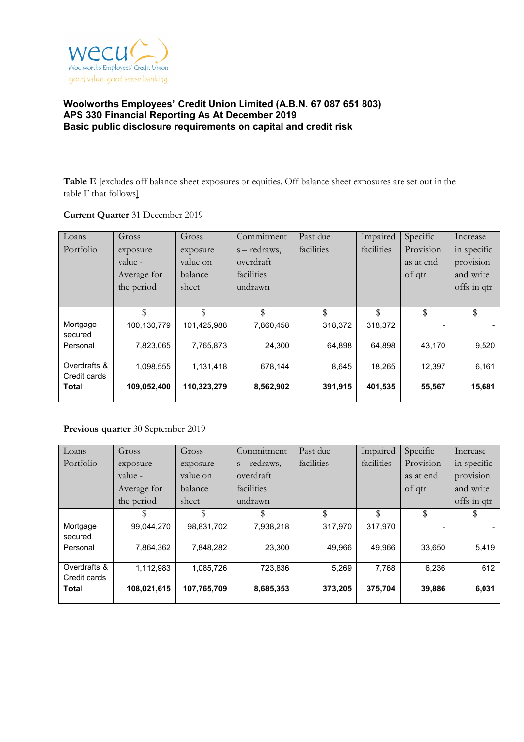wecu
Woolworths Employees' Credit Union
good value, good sense banking

**Woolworths Employees' Credit Union Limited (A.B.N. 67 087 651 803)**
**APS 330 Financial Reporting As At December 2019**
**Basic public disclosure requirements on capital and credit risk**

<u>**Table E** [excludes off balance sheet exposures or equities.</u> Off balance sheet exposures are set out in the table F that follows]

**Current Quarter** 31 December 2019

| Loans Portfolio | Gross exposure value - Average for the period | Gross exposure value on balance sheet | Commitments – redraws, overdraft facilities undrawn | Past due facilities | Impaired facilities | Specific Provision as at end of qtr | Increase in specific provision and write offs in qtr |
|---|---|---|---|---|---|---|---|
| | $ | $ | $ | $ | $ | $ | $ |
| Mortgage secured | 100,130,779 | 101,425,988 | 7,860,458 | 318,372 | 318,372 | - | - |
| Personal | 7,823,065 | 7,765,873 | 24,300 | 64,898 | 64,898 | 43,170 | 9,520 |
| Overdrafts & Credit cards | 1,098,555 | 1,131,418 | 678,144 | 8,645 | 18,265 | 12,397 | 6,161 |
| **Total** | **109,052,400** | **110,323,279** | **8,562,902** | **391,915** | **401,535** | **55,567** | **15,681** |

**Previous quarter** 30 September 2019

| Loans Portfolio | Gross exposure value - Average for the period | Gross exposure value on balance sheet | Commitments – redraws, overdraft facilities undrawn | Past due facilities | Impaired facilities | Specific Provision as at end of qtr | Increase in specific provision and write offs in qtr |
|---|---|---|---|---|---|---|---|
| | $ | $ | $ | $ | $ | $ | $ |
| Mortgage secured | 99,044,270 | 98,831,702 | 7,938,218 | 317,970 | 317,970 | - | - |
| Personal | 7,864,362 | 7,848,282 | 23,300 | 49,966 | 49,966 | 33,650 | 5,419 |
| Overdrafts & Credit cards | 1,112,983 | 1,085,726 | 723,836 | 5,269 | 7,768 | 6,236 | 612 |
| **Total** | **108,021,615** | **107,765,709** | **8,685,353** | **373,205** | **375,704** | **39,886** | **6,031** |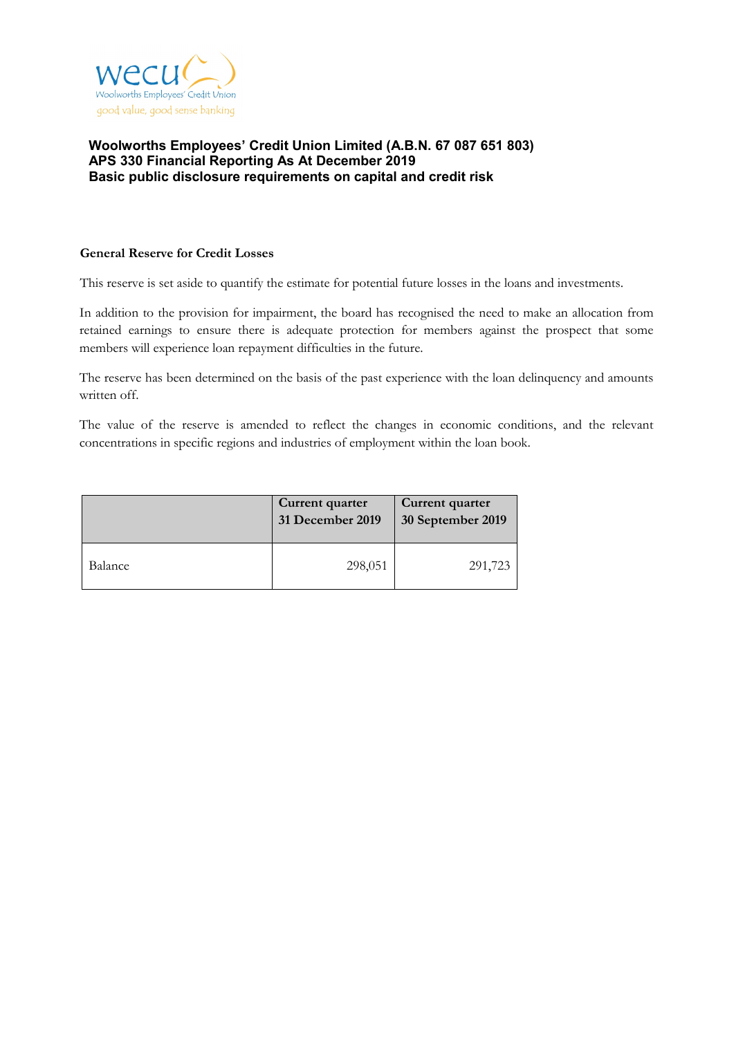**Woolworths Employees' Credit Union Limited (A.B.N. 67 087 651 803)**
**APS 330 Financial Reporting As At December 2019**
**Basic public disclosure requirements on capital and credit risk**

**General Reserve for Credit Losses**

This reserve is set aside to quantify the estimate for potential future losses in the loans and investments.

In addition to the provision for impairment, the board has recognised the need to make an allocation from retained earnings to ensure there is adequate protection for members against the prospect that some members will experience loan repayment difficulties in the future.

The reserve has been determined on the basis of the past experience with the loan delinquency and amounts written off.

The value of the reserve is amended to reflect the changes in economic conditions, and the relevant concentrations in specific regions and industries of employment within the loan book.

| | Current quarter 31 December 2019 | Current quarter 30 September 2019 |
|---|---|---|
| Balance | 298,051 | 291,723 |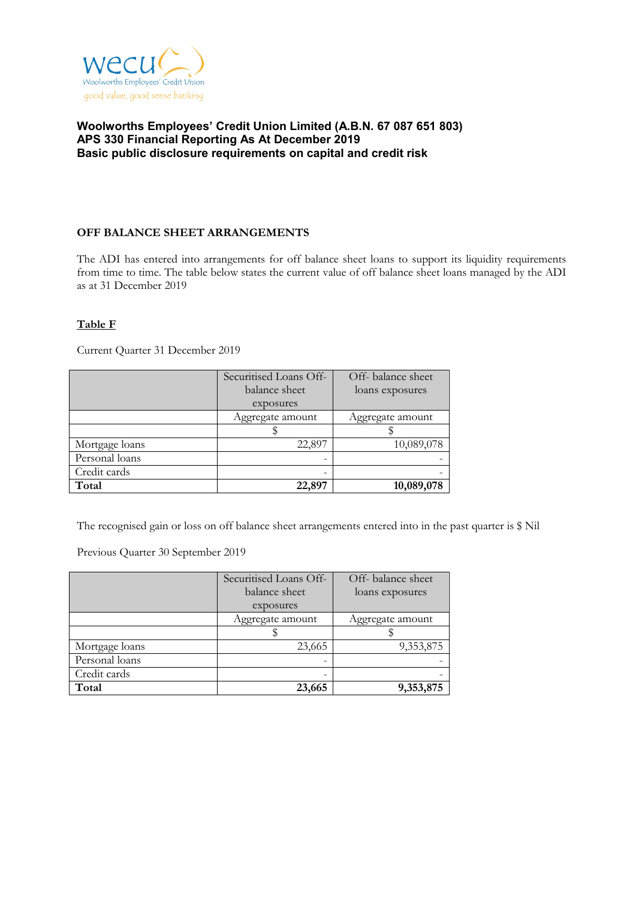**Woolworths Employees' Credit Union Limited (A.B.N. 67 087 651 803)**
**APS 330 Financial Reporting As At December 2019**
**Basic public disclosure requirements on capital and credit risk**

## OFF BALANCE SHEET ARRANGEMENTS

The ADI has entered into arrangements for off balance sheet loans to support its liquidity requirements from time to time. The table below states the current value of off balance sheet loans managed by the ADI as at 31 December 2019

### Table F

Current Quarter 31 December 2019

| | Securitised Loans Off-balance sheet exposures | Off- balance sheet loans exposures |
|---|---|---|
| | Aggregate amount | Aggregate amount |
| | $ | $ |
| Mortgage loans | 22,897 | 10,089,078 |
| Personal loans | - | - |
| Credit cards | - | - |
| **Total** | **22,897** | **10,089,078** |

The recognised gain or loss on off balance sheet arrangements entered into in the past quarter is $ Nil

Previous Quarter 30 September 2019

| | Securitised Loans Off-balance sheet exposures | Off- balance sheet loans exposures |
|---|---|---|
| | Aggregate amount | Aggregate amount |
| | $ | $ |
| Mortgage loans | 23,665 | 9,353,875 |
| Personal loans | - | - |
| Credit cards | - | - |
| **Total** | **23,665** | **9,353,875** |